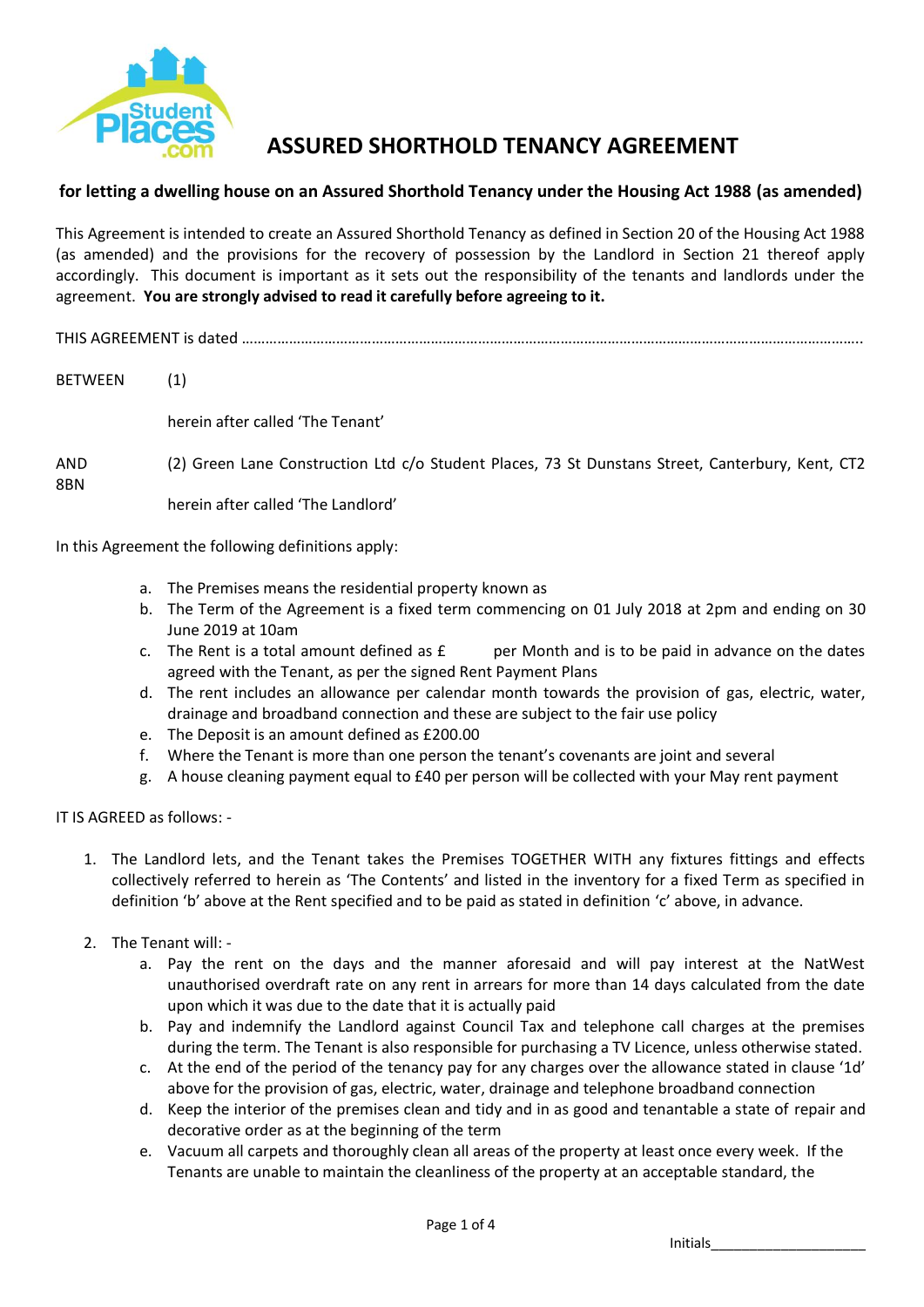# ASSURED SHORTHOLD TENANCY AGREEMENT

**for letting a dwelling house on an Assured Shorthold Tenancy under the Housing Act 1988 (as amended)**

This Agreement is intended to create an Assured Shorthold Tenancy as defined in Section 20 of the Housing Act 1988 (as amended) and the provisions for the recovery of possession by the Landlord in Section 21 thereof apply accordingly. This document is important as it sets out the responsibility of the tenants and landlords under the agreement. **You are strongly advised to read it carefully before agreeing to it.**

THIS AGREEMENT is dated ……………………………………………………………………………………………………………………………………..

BETWEEN (1)

herein after called 'The Tenant'

AND (2) Green Lane Construction Ltd c/o Student Places, 73 St Dunstans Street, Canterbury, Kent, CT2 8BN

herein after called 'The Landlord'

In this Agreement the following definitions apply:

a. The Premises means the residential property known as
b. The Term of the Agreement is a fixed term commencing on 01 July 2018 at 2pm and ending on 30 June 2019 at 10am
c. The Rent is a total amount defined as £ per Month and is to be paid in advance on the dates agreed with the Tenant, as per the signed Rent Payment Plans
d. The rent includes an allowance per calendar month towards the provision of gas, electric, water, drainage and broadband connection and these are subject to the fair use policy
e. The Deposit is an amount defined as £200.00
f. Where the Tenant is more than one person the tenant's covenants are joint and several
g. A house cleaning payment equal to £40 per person will be collected with your May rent payment

IT IS AGREED as follows: -

1. The Landlord lets, and the Tenant takes the Premises TOGETHER WITH any fixtures fittings and effects collectively referred to herein as 'The Contents' and listed in the inventory for a fixed Term as specified in definition 'b' above at the Rent specified and to be paid as stated in definition 'c' above, in advance.

2. The Tenant will: -
   a. Pay the rent on the days and the manner aforesaid and will pay interest at the NatWest unauthorised overdraft rate on any rent in arrears for more than 14 days calculated from the date upon which it was due to the date that it is actually paid
   b. Pay and indemnify the Landlord against Council Tax and telephone call charges at the premises during the term. The Tenant is also responsible for purchasing a TV Licence, unless otherwise stated.
   c. At the end of the period of the tenancy pay for any charges over the allowance stated in clause '1d' above for the provision of gas, electric, water, drainage and telephone broadband connection
   d. Keep the interior of the premises clean and tidy and in as good and tenantable a state of repair and decorative order as at the beginning of the term
   e. Vacuum all carpets and thoroughly clean all areas of the property at least once every week. If the Tenants are unable to maintain the cleanliness of the property at an acceptable standard, the

Initials____________________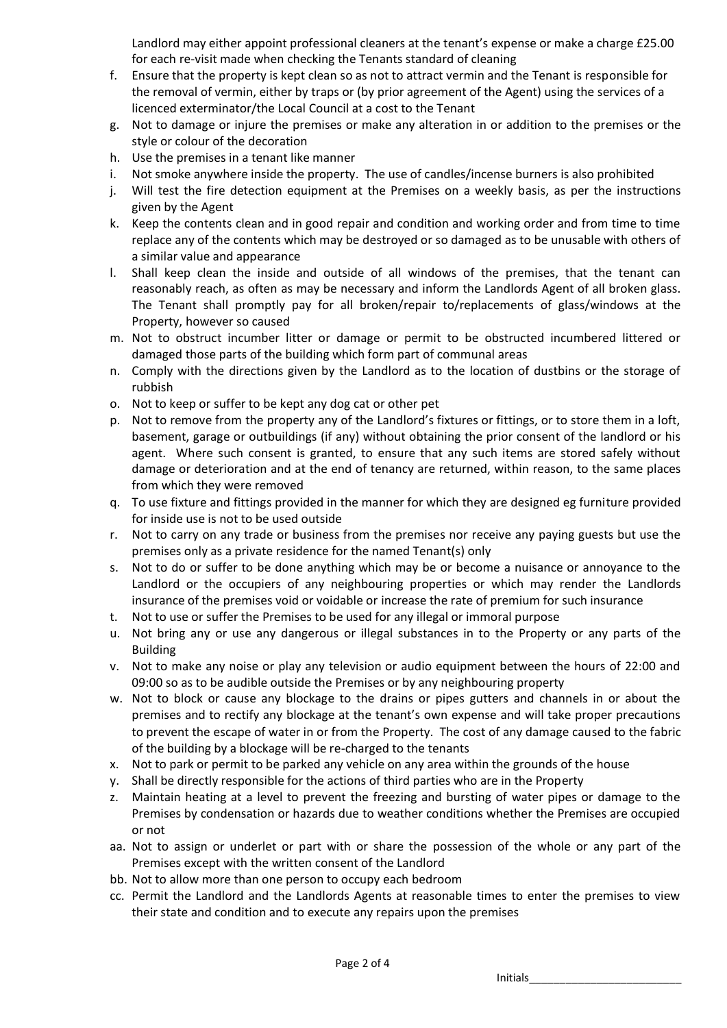Landlord may either appoint professional cleaners at the tenant's expense or make a charge £25.00 for each re-visit made when checking the Tenants standard of cleaning

f. Ensure that the property is kept clean so as not to attract vermin and the Tenant is responsible for the removal of vermin, either by traps or (by prior agreement of the Agent) using the services of a licenced exterminator/the Local Council at a cost to the Tenant
g. Not to damage or injure the premises or make any alteration in or addition to the premises or the style or colour of the decoration
h. Use the premises in a tenant like manner
i. Not smoke anywhere inside the property. The use of candles/incense burners is also prohibited
j. Will test the fire detection equipment at the Premises on a weekly basis, as per the instructions given by the Agent
k. Keep the contents clean and in good repair and condition and working order and from time to time replace any of the contents which may be destroyed or so damaged as to be unusable with others of a similar value and appearance
l. Shall keep clean the inside and outside of all windows of the premises, that the tenant can reasonably reach, as often as may be necessary and inform the Landlords Agent of all broken glass. The Tenant shall promptly pay for all broken/repair to/replacements of glass/windows at the Property, however so caused
m. Not to obstruct incumber litter or damage or permit to be obstructed incumbered littered or damaged those parts of the building which form part of communal areas
n. Comply with the directions given by the Landlord as to the location of dustbins or the storage of rubbish
o. Not to keep or suffer to be kept any dog cat or other pet
p. Not to remove from the property any of the Landlord's fixtures or fittings, or to store them in a loft, basement, garage or outbuildings (if any) without obtaining the prior consent of the landlord or his agent. Where such consent is granted, to ensure that any such items are stored safely without damage or deterioration and at the end of tenancy are returned, within reason, to the same places from which they were removed
q. To use fixture and fittings provided in the manner for which they are designed eg furniture provided for inside use is not to be used outside
r. Not to carry on any trade or business from the premises nor receive any paying guests but use the premises only as a private residence for the named Tenant(s) only
s. Not to do or suffer to be done anything which may be or become a nuisance or annoyance to the Landlord or the occupiers of any neighbouring properties or which may render the Landlords insurance of the premises void or voidable or increase the rate of premium for such insurance
t. Not to use or suffer the Premises to be used for any illegal or immoral purpose
u. Not bring any or use any dangerous or illegal substances in to the Property or any parts of the Building
v. Not to make any noise or play any television or audio equipment between the hours of 22:00 and 09:00 so as to be audible outside the Premises or by any neighbouring property
w. Not to block or cause any blockage to the drains or pipes gutters and channels in or about the premises and to rectify any blockage at the tenant's own expense and will take proper precautions to prevent the escape of water in or from the Property. The cost of any damage caused to the fabric of the building by a blockage will be re-charged to the tenants
x. Not to park or permit to be parked any vehicle on any area within the grounds of the house
y. Shall be directly responsible for the actions of third parties who are in the Property
z. Maintain heating at a level to prevent the freezing and bursting of water pipes or damage to the Premises by condensation or hazards due to weather conditions whether the Premises are occupied or not
aa. Not to assign or underlet or part with or share the possession of the whole or any part of the Premises except with the written consent of the Landlord
bb. Not to allow more than one person to occupy each bedroom
cc. Permit the Landlord and the Landlords Agents at reasonable times to enter the premises to view their state and condition and to execute any repairs upon the premises

Initials________________________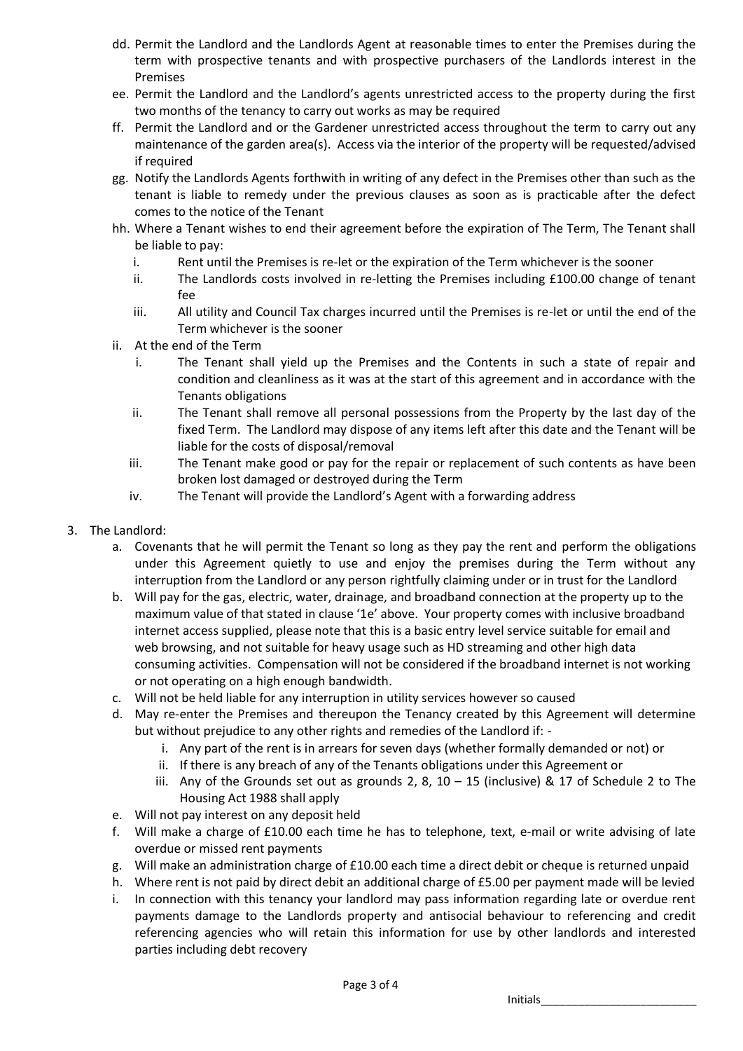dd. Permit the Landlord and the Landlords Agent at reasonable times to enter the Premises during the term with prospective tenants and with prospective purchasers of the Landlords interest in the Premises

ee. Permit the Landlord and the Landlord's agents unrestricted access to the property during the first two months of the tenancy to carry out works as may be required

ff. Permit the Landlord and or the Gardener unrestricted access throughout the term to carry out any maintenance of the garden area(s). Access via the interior of the property will be requested/advised if required

gg. Notify the Landlords Agents forthwith in writing of any defect in the Premises other than such as the tenant is liable to remedy under the previous clauses as soon as is practicable after the defect comes to the notice of the Tenant

hh. Where a Tenant wishes to end their agreement before the expiration of The Term, The Tenant shall be liable to pay:

   i. Rent until the Premises is re-let or the expiration of the Term whichever is the sooner
   ii. The Landlords costs involved in re-letting the Premises including £100.00 change of tenant fee
   iii. All utility and Council Tax charges incurred until the Premises is re-let or until the end of the Term whichever is the sooner

ii. At the end of the Term

   i. The Tenant shall yield up the Premises and the Contents in such a state of repair and condition and cleanliness as it was at the start of this agreement and in accordance with the Tenants obligations
   ii. The Tenant shall remove all personal possessions from the Property by the last day of the fixed Term. The Landlord may dispose of any items left after this date and the Tenant will be liable for the costs of disposal/removal
   iii. The Tenant make good or pay for the repair or replacement of such contents as have been broken lost damaged or destroyed during the Term
   iv. The Tenant will provide the Landlord's Agent with a forwarding address

3. The Landlord:

   a. Covenants that he will permit the Tenant so long as they pay the rent and perform the obligations under this Agreement quietly to use and enjoy the premises during the Term without any interruption from the Landlord or any person rightfully claiming under or in trust for the Landlord
   b. Will pay for the gas, electric, water, drainage, and broadband connection at the property up to the maximum value of that stated in clause '1e' above. Your property comes with inclusive broadband internet access supplied, please note that this is a basic entry level service suitable for email and web browsing, and not suitable for heavy usage such as HD streaming and other high data consuming activities. Compensation will not be considered if the broadband internet is not working or not operating on a high enough bandwidth.
   c. Will not be held liable for any interruption in utility services however so caused
   d. May re-enter the Premises and thereupon the Tenancy created by this Agreement will determine but without prejudice to any other rights and remedies of the Landlord if: -
      i. Any part of the rent is in arrears for seven days (whether formally demanded or not) or
      ii. If there is any breach of any of the Tenants obligations under this Agreement or
      iii. Any of the Grounds set out as grounds 2, 8, 10 – 15 (inclusive) & 17 of Schedule 2 to The Housing Act 1988 shall apply
   e. Will not pay interest on any deposit held
   f. Will make a charge of £10.00 each time he has to telephone, text, e-mail or write advising of late overdue or missed rent payments
   g. Will make an administration charge of £10.00 each time a direct debit or cheque is returned unpaid
   h. Where rent is not paid by direct debit an additional charge of £5.00 per payment made will be levied
   i. In connection with this tenancy your landlord may pass information regarding late or overdue rent payments damage to the Landlords property and antisocial behaviour to referencing and credit referencing agencies who will retain this information for use by other landlords and interested parties including debt recovery

Initials_________________________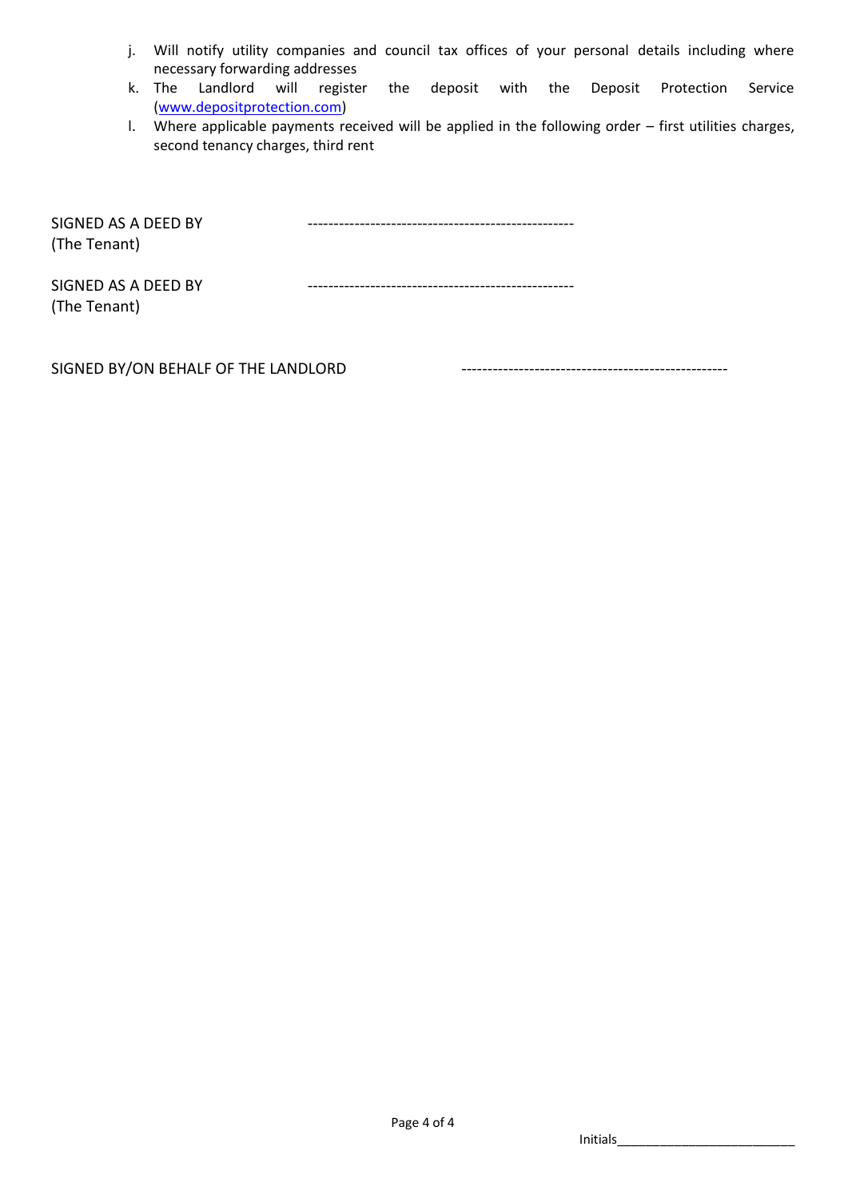j. Will notify utility companies and council tax offices of your personal details including where necessary forwarding addresses
k. The Landlord will register the deposit with the Deposit Protection Service ([www.depositprotection.com](http://www.depositprotection.com))
l. Where applicable payments received will be applied in the following order – first utilities charges, second tenancy charges, third rent

SIGNED AS A DEED BY ---------------------------------------------------
(The Tenant)

SIGNED AS A DEED BY ---------------------------------------------------
(The Tenant)

SIGNED BY/ON BEHALF OF THE LANDLORD ---------------------------------------------------

Initials_________________________